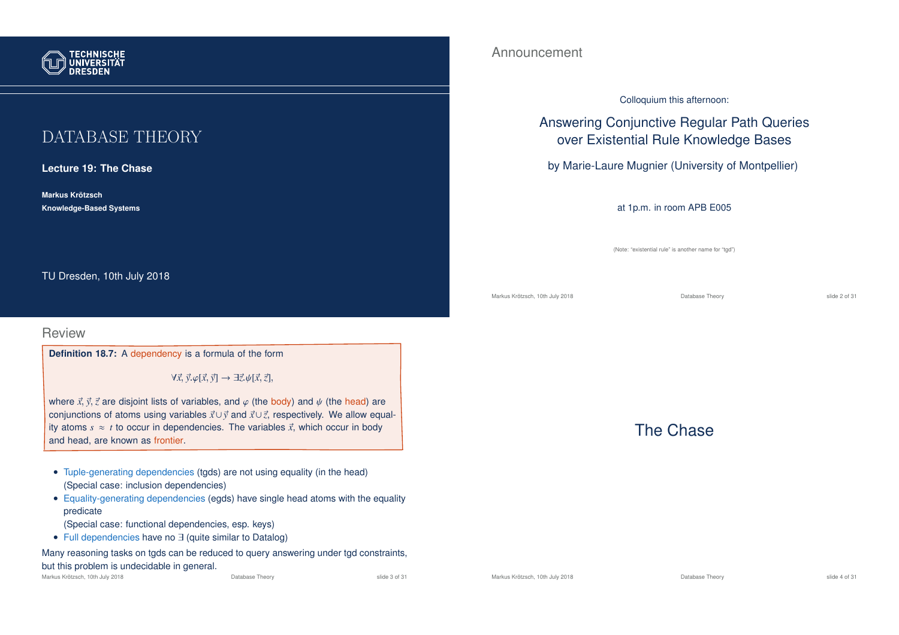# DATABASE THEORY

**Lecture 19: The Chase**

**Markus Krötzsch**
**Knowledge-Based Systems**

TU Dresden, 10th July 2018

## Announcement

Colloquium this afternoon:

### Answering Conjunctive Regular Path Queries over Existential Rule Knowledge Bases

by Marie-Laure Mugnier (University of Montpellier)

at 1p.m. in room APB E005

(Note: "existential rule" is another name for "tgd")

## Review

**Definition 18.7:** A dependency is a formula of the form

$$\forall \vec{x}, \vec{y}.\varphi[\vec{x}, \vec{y}] \to \exists \vec{z}.\psi[\vec{x}, \vec{z}],$$

where $\vec{x}, \vec{y}, \vec{z}$ are disjoint lists of variables, and $\varphi$ (the body) and $\psi$ (the head) are conjunctions of atoms using variables $\vec{x} \cup \vec{y}$ and $\vec{x} \cup \vec{z}$, respectively. We allow equality atoms $s \approx t$ to occur in dependencies. The variables $\vec{x}$, which occur in body and head, are known as frontier.

- Tuple-generating dependencies (tgds) are not using equality (in the head) (Special case: inclusion dependencies)
- Equality-generating dependencies (egds) have single head atoms with the equality predicate (Special case: functional dependencies, esp. keys)
- Full dependencies have no $\exists$ (quite similar to Datalog)

Many reasoning tasks on tgds can be reduced to query answering under tgd constraints, but this problem is undecidable in general.

## The Chase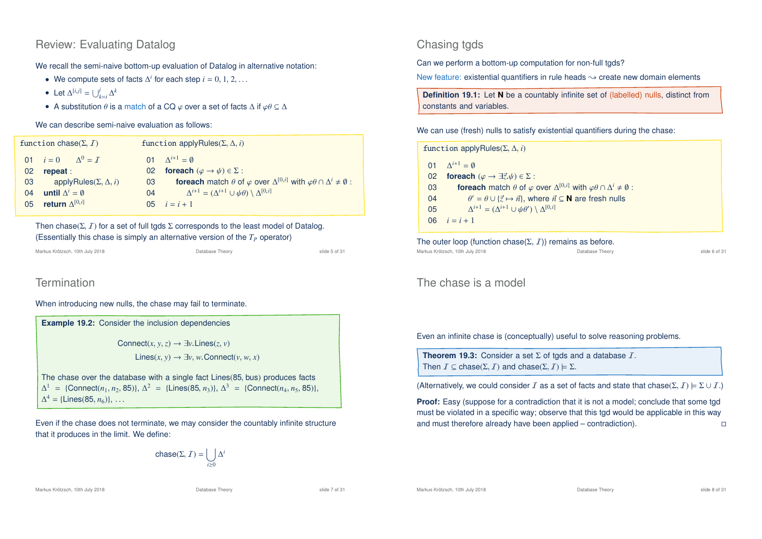## Review: Evaluating Datalog

We recall the semi-naive bottom-up evaluation of Datalog in alternative notation:

- We compute sets of facts $\Delta^i$ for each step $i = 0, 1, 2, \ldots$
- Let $\Delta^{[i,j]} = \bigcup_{k=i}^{j} \Delta^k$
- A substitution $\theta$ is a match of a CQ $\varphi$ over a set of facts $\Delta$ if $\varphi\theta \subseteq \Delta$

We can describe semi-naive evaluation as follows:

```
function chase(Σ, I)
01  i = 0    Δ^0 = I
02  repeat :
03      applyRules(Σ, Δ, i)
04  until Δ^i = ∅
05  return Δ^[0,i]
```

```
function applyRules(Σ, Δ, i)
01  Δ^{i+1} = ∅
02  foreach (φ → ψ) ∈ Σ :
03      foreach match θ of φ over Δ^[0,i] with φθ ∩ Δ^i ≠ ∅ :
04          Δ^{i+1} = (Δ^{i+1} ∪ ψθ) \ Δ^[0,i]
05  i = i + 1
```

Then chase$(\Sigma, \mathcal{I})$ for a set of full tgds $\Sigma$ corresponds to the least model of Datalog.
(Essentially this chase is simply an alternative version of the $T_P$ operator)

## Chasing tgds

Can we perform a bottom-up computation for non-full tgds?

New feature: existential quantifiers in rule heads $\rightsquigarrow$ create new domain elements

**Definition 19.1:** Let $\mathbf{N}$ be a countably infinite set of (labelled) nulls, distinct from constants and variables.

We can use (fresh) nulls to satisfy existential quantifiers during the chase:

```
function applyRules(Σ, Δ, i)
01  Δ^{i+1} = ∅
02  foreach (φ → ∃z⃗.ψ) ∈ Σ :
03      foreach match θ of φ over Δ^[0,i] with φθ ∩ Δ^i ≠ ∅ :
04          θ' = θ ∪ {z⃗ ↦ n⃗}, where n⃗ ⊆ N are fresh nulls
05          Δ^{i+1} = (Δ^{i+1} ∪ ψθ') \ Δ^[0,i]
06  i = i + 1
```

The outer loop (function chase$(\Sigma, \mathcal{I})$) remains as before.

## Termination

When introducing new nulls, the chase may fail to terminate.

**Example 19.2:** Consider the inclusion dependencies

$$\text{Connect}(x, y, z) \to \exists v.\text{Lines}(z, v)$$

$$\text{Lines}(x, y) \to \exists v, w.\text{Connect}(v, w, x)$$

The chase over the database with a single fact Lines(85, bus) produces facts $\Delta^1 = \{\text{Connect}(n_1, n_2, 85)\}$, $\Delta^2 = \{\text{Lines}(85, n_3)\}$, $\Delta^3 = \{\text{Connect}(n_4, n_5, 85)\}$, $\Delta^4 = \{\text{Lines}(85, n_6)\}$, ...

Even if the chase does not terminate, we may consider the countably infinite structure that it produces in the limit. We define:

$$\text{chase}(\Sigma, \mathcal{I}) = \bigcup_{i \geq 0} \Delta^i$$

## The chase is a model

Even an infinite chase is (conceptually) useful to solve reasoning problems.

**Theorem 19.3:** Consider a set $\Sigma$ of tgds and a database $\mathcal{I}$.
Then $\mathcal{I} \subseteq \text{chase}(\Sigma, \mathcal{I})$ and $\text{chase}(\Sigma, \mathcal{I}) \models \Sigma$.

(Alternatively, we could consider $\mathcal{I}$ as a set of facts and state that $\text{chase}(\Sigma, \mathcal{I}) \models \Sigma \cup \mathcal{I}$.)

**Proof:** Easy (suppose for a contradiction that it is not a model; conclude that some tgd must be violated in a specific way; observe that this tgd would be applicable in this way and must therefore already have been applied – contradiction). □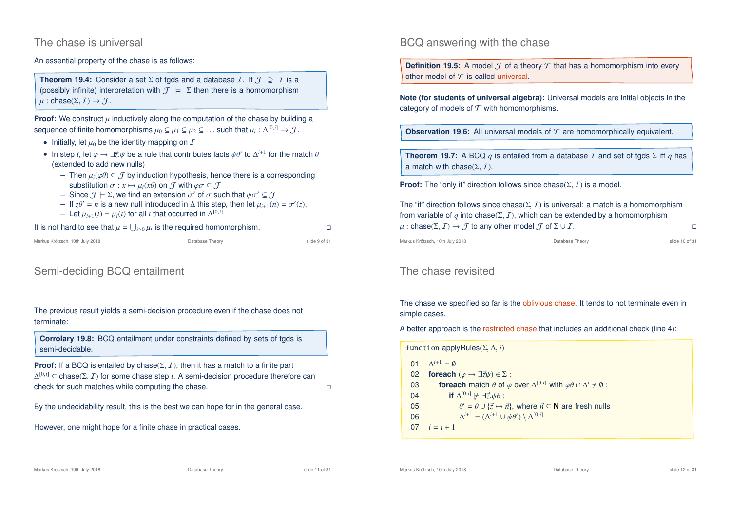## The chase is universal

An essential property of the chase is as follows:

**Theorem 19.4:** Consider a set $\Sigma$ of tgds and a database $\mathcal{I}$. If $\mathcal{J} \supseteq \mathcal{I}$ is a (possibly infinite) interpretation with $\mathcal{J} \models \Sigma$ then there is a homomorphism $\mu : \text{chase}(\Sigma, \mathcal{I}) \to \mathcal{J}$.

**Proof:** We construct $\mu$ inductively along the computation of the chase by building a sequence of finite homomorphisms $\mu_0 \subseteq \mu_1 \subseteq \mu_2 \subseteq \ldots$ such that $\mu_i : \Delta^{[0,i]} \to \mathcal{J}$.

- Initially, let $\mu_0$ be the identity mapping on $\mathcal{I}$
- In step $i$, let $\varphi \to \exists \vec{z}.\psi$ be a rule that contributes facts $\psi\theta'$ to $\Delta^{i+1}$ for the match $\theta$ (extended to add new nulls)
  - Then $\mu_i(\varphi\theta) \subseteq \mathcal{J}$ by induction hypothesis, hence there is a corresponding substitution $\sigma : x \mapsto \mu_i(x\theta)$ on $\mathcal{J}$ with $\varphi\sigma \subseteq \mathcal{J}$
  - Since $\mathcal{J} \models \Sigma$, we find an extension $\sigma'$ of $\sigma$ such that $\psi\sigma' \subseteq \mathcal{J}$
  - If $z\theta' = n$ is a new null introduced in $\Delta$ this step, then let $\mu_{i+1}(n) = \sigma'(z)$.
  - Let $\mu_{i+1}(t) = \mu_i(t)$ for all $t$ that occurred in $\Delta^{[0,i]}$

It is not hard to see that $\mu = \bigcup_{i \geq 0} \mu_i$ is the required homomorphism. □

## BCQ answering with the chase

**Definition 19.5:** A model $\mathcal{J}$ of a theory $\mathcal{T}$ that has a homomorphism into every other model of $\mathcal{T}$ is called universal.

**Note (for students of universal algebra):** Universal models are initial objects in the category of models of $\mathcal{T}$ with homomorphisms.

**Observation 19.6:** All universal models of $\mathcal{T}$ are homomorphically equivalent.

**Theorem 19.7:** A BCQ $q$ is entailed from a database $\mathcal{I}$ and set of tgds $\Sigma$ iff $q$ has a match with chase$(\Sigma, \mathcal{I})$.

**Proof:** The "only if" direction follows since chase$(\Sigma, \mathcal{I})$ is a model.

The "if" direction follows since chase$(\Sigma, \mathcal{I})$ is universal: a match is a homomorphism from variable of $q$ into chase$(\Sigma, \mathcal{I})$, which can be extended by a homomorphism $\mu : \text{chase}(\Sigma, \mathcal{I}) \to \mathcal{J}$ to any other model $\mathcal{J}$ of $\Sigma \cup \mathcal{I}$. □

## Semi-deciding BCQ entailment

The previous result yields a semi-decision procedure even if the chase does not terminate:

**Corrolary 19.8:** BCQ entailment under constraints defined by sets of tgds is semi-decidable.

**Proof:** If a BCQ is entailed by chase$(\Sigma, \mathcal{I})$, then it has a match to a finite part $\Delta^{[0,i]} \subseteq \text{chase}(\Sigma, \mathcal{I})$ for some chase step $i$. A semi-decision procedure therefore can check for such matches while computing the chase. □

By the undecidability result, this is the best we can hope for in the general case.

However, one might hope for a finite chase in practical cases.

## The chase revisited

The chase we specified so far is the oblivious chase. It tends to not terminate even in simple cases.

A better approach is the restricted chase that includes an additional check (line 4):

```
function applyRules(Σ, Δ, i)

01   Δ^{i+1} = ∅
02   foreach (φ → ∃z⃗.ψ) ∈ Σ :
03       foreach match θ of φ over Δ^{[0,i]} with φθ ∩ Δ^i ≠ ∅ :
04           if Δ^{[0,i]} ⊭ ∃z⃗.ψθ :
05               θ' = θ ∪ {z⃗ ↦ n⃗}, where n⃗ ⊆ N are fresh nulls
06               Δ^{i+1} = (Δ^{i+1} ∪ ψθ') \ Δ^{[0,i]}
07   i = i + 1
```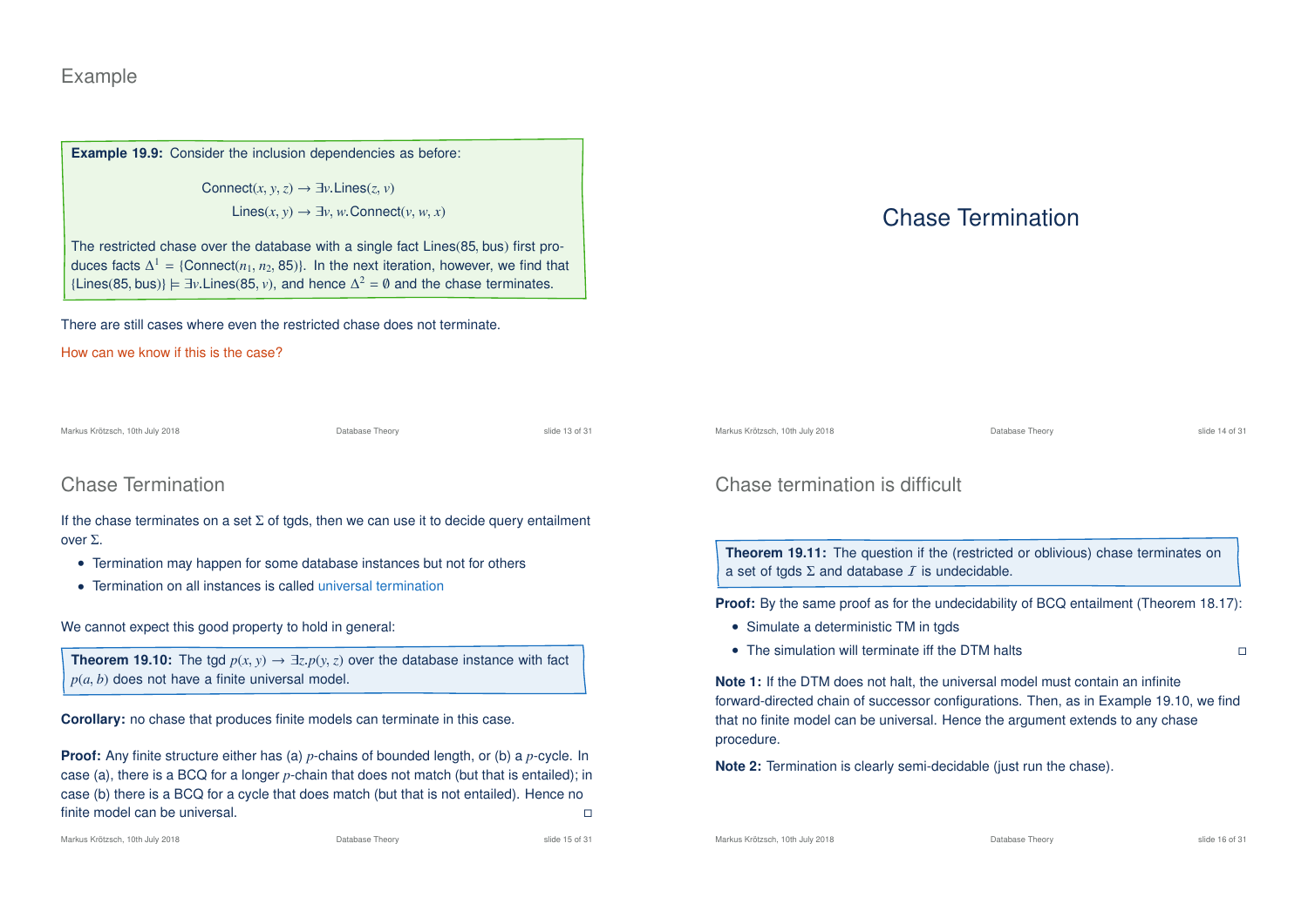## Example

**Example 19.9:** Consider the inclusion dependencies as before:

$$\text{Connect}(x, y, z) \to \exists v.\text{Lines}(z, v)$$
$$\text{Lines}(x, y) \to \exists v, w.\text{Connect}(v, w, x)$$

The restricted chase over the database with a single fact Lines(85, bus) first produces facts $\Delta^1 = \{\text{Connect}(n_1, n_2, 85)\}$. In the next iteration, however, we find that $\{\text{Lines}(85, \text{bus})\} \models \exists v.\text{Lines}(85, v)$, and hence $\Delta^2 = \emptyset$ and the chase terminates.

There are still cases where even the restricted chase does not terminate.

How can we know if this is the case?

# Chase Termination

## Chase Termination

If the chase terminates on a set $\Sigma$ of tgds, then we can use it to decide query entailment over $\Sigma$.

- Termination may happen for some database instances but not for others
- Termination on all instances is called universal termination

We cannot expect this good property to hold in general:

**Theorem 19.10:** The tgd $p(x, y) \to \exists z.p(y, z)$ over the database instance with fact $p(a, b)$ does not have a finite universal model.

**Corollary:** no chase that produces finite models can terminate in this case.

**Proof:** Any finite structure either has (a) $p$-chains of bounded length, or (b) a $p$-cycle. In case (a), there is a BCQ for a longer $p$-chain that does not match (but that is entailed); in case (b) there is a BCQ for a cycle that does match (but that is not entailed). Hence no finite model can be universal. □

## Chase termination is difficult

**Theorem 19.11:** The question if the (restricted or oblivious) chase terminates on a set of tgds $\Sigma$ and database $\mathcal{I}$ is undecidable.

**Proof:** By the same proof as for the undecidability of BCQ entailment (Theorem 18.17):

- Simulate a deterministic TM in tgds
- The simulation will terminate iff the DTM halts □

**Note 1:** If the DTM does not halt, the universal model must contain an infinite forward-directed chain of successor configurations. Then, as in Example 19.10, we find that no finite model can be universal. Hence the argument extends to any chase procedure.

**Note 2:** Termination is clearly semi-decidable (just run the chase).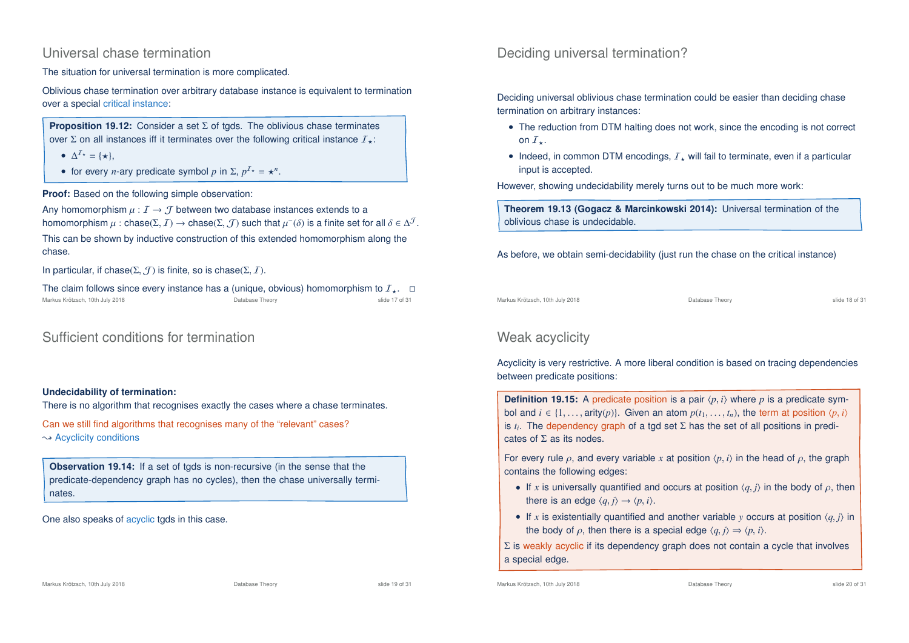## Universal chase termination

The situation for universal termination is more complicated.

Oblivious chase termination over arbitrary database instance is equivalent to termination over a special critical instance:

> **Proposition 19.12:** Consider a set $\Sigma$ of tgds. The oblivious chase terminates over $\Sigma$ on all instances iff it terminates over the following critical instance $\mathcal{I}_\star$:
> - $\Delta^{\mathcal{I}_\star} = \{\star\}$,
> - for every $n$-ary predicate symbol $p$ in $\Sigma$, $p^{\mathcal{I}_\star} = \star^n$.

**Proof:** Based on the following simple observation:

Any homomorphism $\mu : \mathcal{I} \to \mathcal{J}$ between two database instances extends to a homomorphism $\mu : \text{chase}(\Sigma, \mathcal{I}) \to \text{chase}(\Sigma, \mathcal{J})$ such that $\mu^{-}(\delta)$ is a finite set for all $\delta \in \Delta^{\mathcal{J}}$.

This can be shown by inductive construction of this extended homomorphism along the chase.

In particular, if $\text{chase}(\Sigma, \mathcal{J})$ is finite, so is $\text{chase}(\Sigma, \mathcal{I})$.

The claim follows since every instance has a (unique, obvious) homomorphism to $\mathcal{I}_\star$. □

## Deciding universal termination?

Deciding universal oblivious chase termination could be easier than deciding chase termination on arbitrary instances:

- The reduction from DTM halting does not work, since the encoding is not correct on $\mathcal{I}_\star$.
- Indeed, in common DTM encodings, $\mathcal{I}_\star$ will fail to terminate, even if a particular input is accepted.

However, showing undecidability merely turns out to be much more work:

> **Theorem 19.13 (Gogacz & Marcinkowski 2014):** Universal termination of the oblivious chase is undecidable.

As before, we obtain semi-decidability (just run the chase on the critical instance)

## Sufficient conditions for termination

**Undecidability of termination:**
There is no algorithm that recognises exactly the cases where a chase terminates.

Can we still find algorithms that recognises many of the "relevant" cases?
$\leadsto$ Acyclicity conditions

> **Observation 19.14:** If a set of tgds is non-recursive (in the sense that the predicate-dependency graph has no cycles), then the chase universally terminates.

One also speaks of acyclic tgds in this case.

## Weak acyclicity

Acyclicity is very restrictive. A more liberal condition is based on tracing dependencies between predicate positions:

> **Definition 19.15:** A predicate position is a pair $\langle p, i\rangle$ where $p$ is a predicate symbol and $i \in \{1, \ldots, \text{arity}(p)\}$. Given an atom $p(t_1, \ldots, t_n)$, the term at position $\langle p, i\rangle$ is $t_i$. The dependency graph of a tgd set $\Sigma$ has the set of all positions in predicates of $\Sigma$ as its nodes.
>
> For every rule $\rho$, and every variable $x$ at position $\langle p, i\rangle$ in the head of $\rho$, the graph contains the following edges:
> - If $x$ is universally quantified and occurs at position $\langle q, j\rangle$ in the body of $\rho$, then there is an edge $\langle q, j\rangle \to \langle p, i\rangle$.
> - If $x$ is existentially quantified and another variable $y$ occurs at position $\langle q, j\rangle$ in the body of $\rho$, then there is a special edge $\langle q, j\rangle \Rightarrow \langle p, i\rangle$.
>
> $\Sigma$ is weakly acyclic if its dependency graph does not contain a cycle that involves a special edge.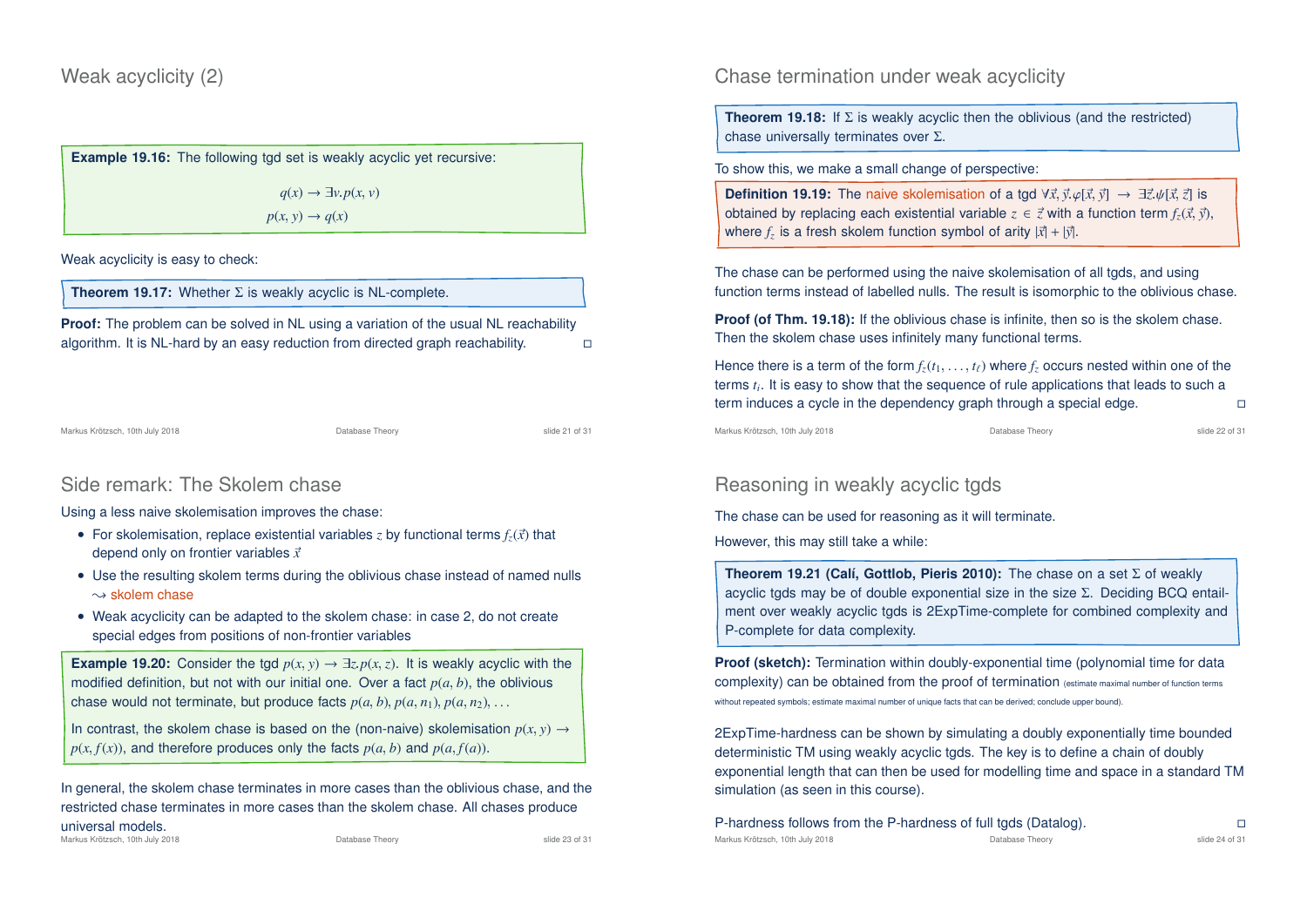## Weak acyclicity (2)

**Example 19.16:** The following tgd set is weakly acyclic yet recursive:

$$q(x) \to \exists v.p(x, v)$$
$$p(x, y) \to q(x)$$

Weak acyclicity is easy to check:

**Theorem 19.17:** Whether $\Sigma$ is weakly acyclic is NL-complete.

**Proof:** The problem can be solved in NL using a variation of the usual NL reachability algorithm. It is NL-hard by an easy reduction from directed graph reachability. □

## Chase termination under weak acyclicity

**Theorem 19.18:** If $\Sigma$ is weakly acyclic then the oblivious (and the restricted) chase universally terminates over $\Sigma$.

To show this, we make a small change of perspective:

**Definition 19.19:** The naive skolemisation of a tgd $\forall \vec{x}, \vec{y}.\varphi[\vec{x}, \vec{y}] \to \exists \vec{z}.\psi[\vec{x}, \vec{z}]$ is obtained by replacing each existential variable $z \in \vec{z}$ with a function term $f_z(\vec{x}, \vec{y})$, where $f_z$ is a fresh skolem function symbol of arity $|\vec{x}| + |\vec{y}|$.

The chase can be performed using the naive skolemisation of all tgds, and using function terms instead of labelled nulls. The result is isomorphic to the oblivious chase.

**Proof (of Thm. 19.18):** If the oblivious chase is infinite, then so is the skolem chase. Then the skolem chase uses infinitely many functional terms.

Hence there is a term of the form $f_z(t_1, \ldots, t_\ell)$ where $f_z$ occurs nested within one of the terms $t_i$. It is easy to show that the sequence of rule applications that leads to such a term induces a cycle in the dependency graph through a special edge. □

## Side remark: The Skolem chase

Using a less naive skolemisation improves the chase:

- For skolemisation, replace existential variables $z$ by functional terms $f_z(\vec{x})$ that depend only on frontier variables $\vec{x}$
- Use the resulting skolem terms during the oblivious chase instead of named nulls $\leadsto$ skolem chase
- Weak acyclicity can be adapted to the skolem chase: in case 2, do not create special edges from positions of non-frontier variables

**Example 19.20:** Consider the tgd $p(x, y) \to \exists z.p(x, z)$. It is weakly acyclic with the modified definition, but not with our initial one. Over a fact $p(a, b)$, the oblivious chase would not terminate, but produce facts $p(a, b), p(a, n_1), p(a, n_2), \ldots$

In contrast, the skolem chase is based on the (non-naive) skolemisation $p(x, y) \to p(x, f(x))$, and therefore produces only the facts $p(a, b)$ and $p(a, f(a))$.

In general, the skolem chase terminates in more cases than the oblivious chase, and the restricted chase terminates in more cases than the skolem chase. All chases produce universal models.

## Reasoning in weakly acyclic tgds

The chase can be used for reasoning as it will terminate.

However, this may still take a while:

**Theorem 19.21 (Calí, Gottlob, Pieris 2010):** The chase on a set $\Sigma$ of weakly acyclic tgds may be of double exponential size in the size $\Sigma$. Deciding BCQ entailment over weakly acyclic tgds is 2ExpTime-complete for combined complexity and P-complete for data complexity.

**Proof (sketch):** Termination within doubly-exponential time (polynomial time for data complexity) can be obtained from the proof of termination (estimate maximal number of function terms without repeated symbols; estimate maximal number of unique facts that can be derived; conclude upper bound).

2ExpTime-hardness can be shown by simulating a doubly exponentially time bounded deterministic TM using weakly acyclic tgds. The key is to define a chain of doubly exponential length that can then be used for modelling time and space in a standard TM simulation (as seen in this course).

P-hardness follows from the P-hardness of full tgds (Datalog). □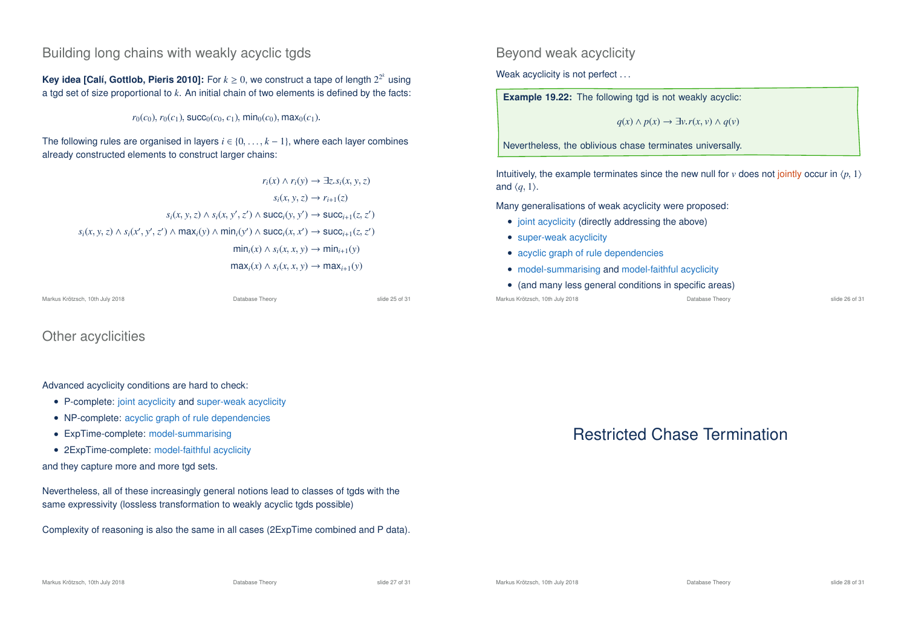## Building long chains with weakly acyclic tgds

**Key idea [Calí, Gottlob, Pieris 2010]:** For $k \geq 0$, we construct a tape of length $2^{2^k}$ using a tgd set of size proportional to $k$. An initial chain of two elements is defined by the facts:

$$r_0(c_0),\ r_0(c_1),\ \mathsf{succ}_0(c_0, c_1),\ \mathsf{min}_0(c_0),\ \mathsf{max}_0(c_1).$$

The following rules are organised in layers $i \in \{0, \ldots, k-1\}$, where each layer combines already constructed elements to construct larger chains:

$$r_i(x) \wedge r_i(y) \rightarrow \exists z. s_i(x, y, z)$$

$$s_i(x, y, z) \rightarrow r_{i+1}(z)$$

$$s_i(x, y, z) \wedge s_i(x, y', z') \wedge \mathsf{succ}_i(y, y') \rightarrow \mathsf{succ}_{i+1}(z, z')$$

$$s_i(x, y, z) \wedge s_i(x', y', z') \wedge \mathsf{max}_i(y) \wedge \mathsf{min}_i(y') \wedge \mathsf{succ}_i(x, x') \rightarrow \mathsf{succ}_{i+1}(z, z')$$

$$\mathsf{min}_i(x) \wedge s_i(x, x, y) \rightarrow \mathsf{min}_{i+1}(y)$$

$$\mathsf{max}_i(x) \wedge s_i(x, x, y) \rightarrow \mathsf{max}_{i+1}(y)$$

## Beyond weak acyclicity

Weak acyclicity is not perfect ...

**Example 19.22:** The following tgd is not weakly acyclic:

$$q(x) \wedge p(x) \rightarrow \exists v. r(x, v) \wedge q(v)$$

Nevertheless, the oblivious chase terminates universally.

Intuitively, the example terminates since the new null for $v$ does not jointly occur in $\langle p, 1 \rangle$ and $\langle q, 1 \rangle$.

Many generalisations of weak acyclicity were proposed:

- joint acyclicity (directly addressing the above)
- super-weak acyclicity
- acyclic graph of rule dependencies
- model-summarising and model-faithful acyclicity
- (and many less general conditions in specific areas)

## Other acyclicities

Advanced acyclicity conditions are hard to check:

- P-complete: joint acyclicity and super-weak acyclicity
- NP-complete: acyclic graph of rule dependencies
- ExpTime-complete: model-summarising
- 2ExpTime-complete: model-faithful acyclicity

and they capture more and more tgd sets.

Nevertheless, all of these increasingly general notions lead to classes of tgds with the same expressivity (lossless transformation to weakly acyclic tgds possible)

Complexity of reasoning is also the same in all cases (2ExpTime combined and P data).

# Restricted Chase Termination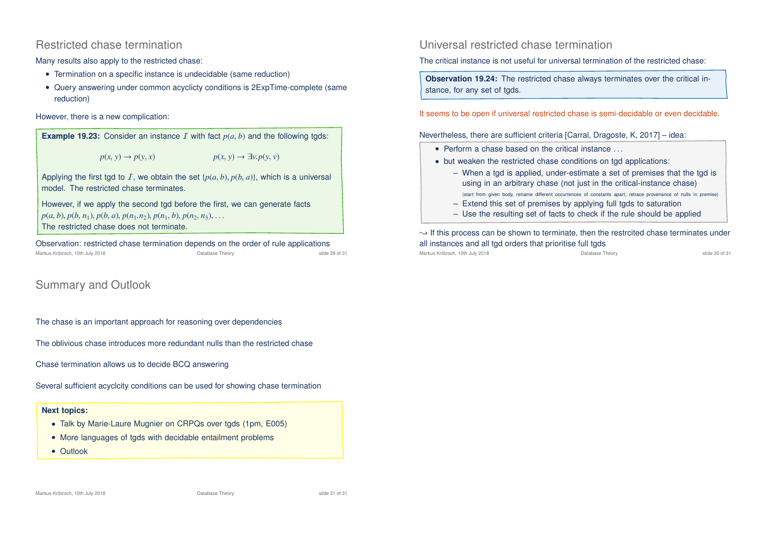## Restricted chase termination

Many results also apply to the restricted chase:

- Termination on a specific instance is undecidable (same reduction)
- Query answering under common acyclicty conditions is 2ExpTime-complete (same reduction)

However, there is a new complication:

**Example 19.23:** Consider an instance $\mathcal{I}$ with fact $p(a, b)$ and the following tgds:

$$p(x, y) \to p(y, x) \qquad\qquad p(x, y) \to \exists v. p(y, v)$$

Applying the first tgd to $\mathcal{I}$, we obtain the set $\{p(a, b), p(b, a)\}$, which is a universal model. The restricted chase terminates.

However, if we apply the second tgd before the first, we can generate facts $p(a, b), p(b, n_1), p(b, a), p(n_1.n_2), p(n_1, b), p(n_2, n_3), \ldots$
The restricted chase does not terminate.

Observation: restricted chase termination depends on the order of rule applications

## Universal restricted chase termination

The critical instance is not useful for universal termination of the restricted chase:

**Observation 19.24:** The restricted chase always terminates over the critical instance, for any set of tgds.

It seems to be open if universal restricted chase is semi-decidable or even decidable.

Nevertheless, there are sufficient criteria [Carral, Dragoste, K, 2017] – idea:

- Perform a chase based on the critical instance . . .
- but weaken the restricted chase conditions on tgd applications:
  - When a tgd is applied, under-estimate a set of premises that the tgd is using in an arbitrary chase (not just in the critical-instance chase)
    (start from given body, rename different occurrences of constants apart, retrace provenance of nulls in premise)
  - Extend this set of premises by applying full tgds to saturation
  - Use the resulting set of facts to check if the rule should be applied

$\leadsto$ If this process can be shown to terminate, then the restrcited chase terminates under all instances and all tgd orders that prioritise full tgds

## Summary and Outlook

The chase is an important approach for reasoning over dependencies

The oblivious chase introduces more redundant nulls than the restricted chase

Chase termination allows us to decide BCQ answering

Several sufficient acyclcity conditions can be used for showing chase termination

**Next topics:**

- Talk by Marie-Laure Mugnier on CRPQs over tgds (1pm, E005)
- More languages of tgds with decidable entailment problems
- Outlook